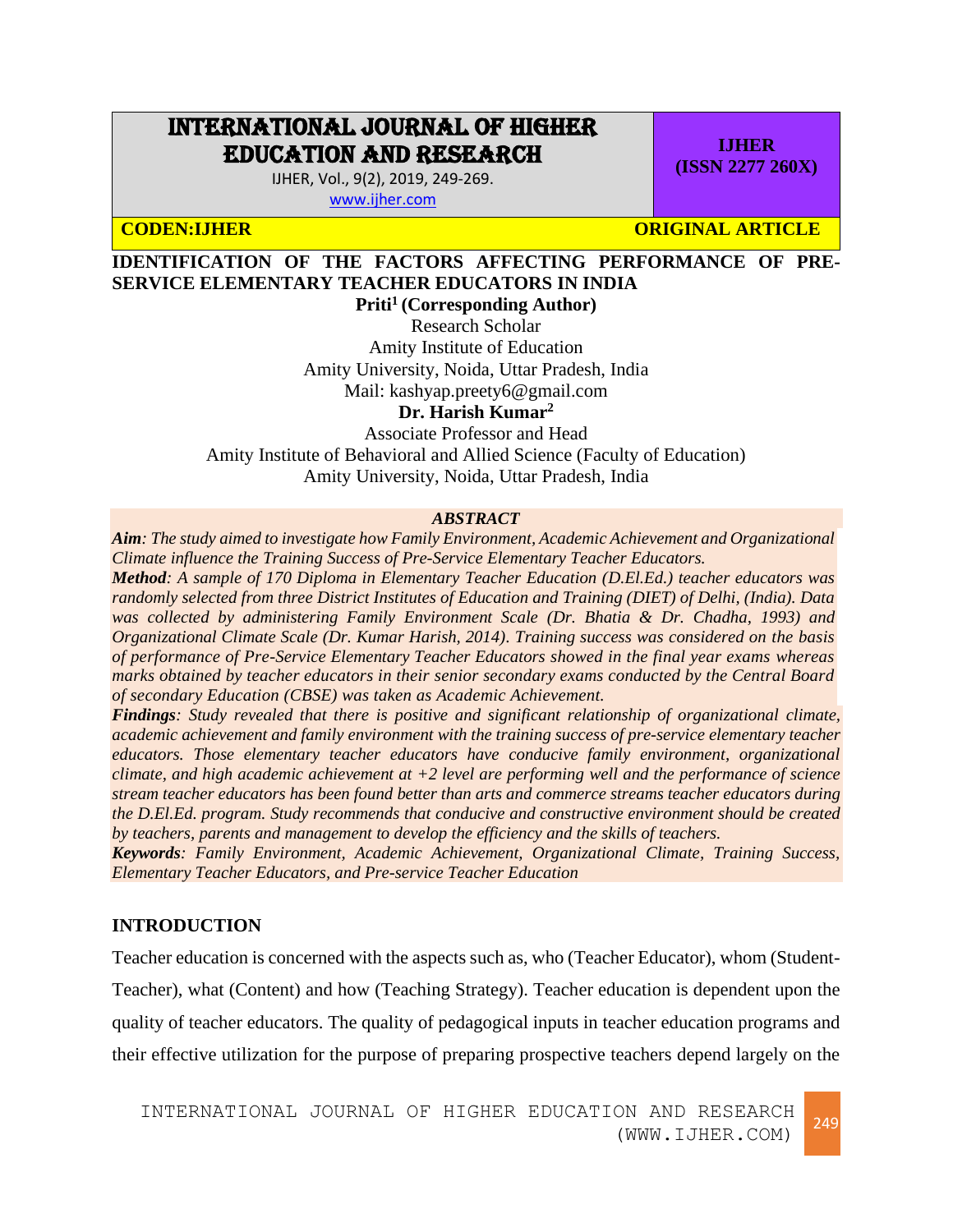# INTERNATIONAL JOURNAL OF HIGHER EDUCATION AND RESEARCH

IJHER, Vol., 9(2), 2019, 249-269.

www.ijher.com

**IJHER (ISSN 2277 260X)**

**CODEN:IJHER** **ORIGINAL ARTICLE**

## IDENTIFICATION OF THE FACTORS AFFECTING PERFORMANCE OF PRE-SERVICE ELEMENTARY TEACHER EDUCATORS IN INDIA

**Priti[1] (Corresponding Author)**

Research Scholar

Amity Institute of Education

Amity University, Noida, Uttar Pradesh, India

Mail: kashyap.preety6@gmail.com

**Dr. Harish Kumar[2]**

Associate Professor and Head

Amity Institute of Behavioral and Allied Science (Faculty of Education)

Amity University, Noida, Uttar Pradesh, India

***ABSTRACT***

***Aim****: The study aimed to investigate how Family Environment, Academic Achievement and Organizational Climate influence the Training Success of Pre-Service Elementary Teacher Educators.*

***Method****: A sample of 170 Diploma in Elementary Teacher Education (D.El.Ed.) teacher educators was randomly selected from three District Institutes of Education and Training (DIET) of Delhi, (India). Data was collected by administering Family Environment Scale (Dr. Bhatia & Dr. Chadha, 1993) and Organizational Climate Scale (Dr. Kumar Harish, 2014). Training success was considered on the basis of performance of Pre-Service Elementary Teacher Educators showed in the final year exams whereas marks obtained by teacher educators in their senior secondary exams conducted by the Central Board of secondary Education (CBSE) was taken as Academic Achievement.*

***Findings****: Study revealed that there is positive and significant relationship of organizational climate, academic achievement and family environment with the training success of pre-service elementary teacher educators. Those elementary teacher educators have conducive family environment, organizational climate, and high academic achievement at +2 level are performing well and the performance of science stream teacher educators has been found better than arts and commerce streams teacher educators during the D.El.Ed. program. Study recommends that conducive and constructive environment should be created by teachers, parents and management to develop the efficiency and the skills of teachers.*

***Keywords****: Family Environment, Academic Achievement, Organizational Climate, Training Success, Elementary Teacher Educators, and Pre-service Teacher Education*

## INTRODUCTION

Teacher education is concerned with the aspects such as, who (Teacher Educator), whom (Student-Teacher), what (Content) and how (Teaching Strategy). Teacher education is dependent upon the quality of teacher educators. The quality of pedagogical inputs in teacher education programs and their effective utilization for the purpose of preparing prospective teachers depend largely on the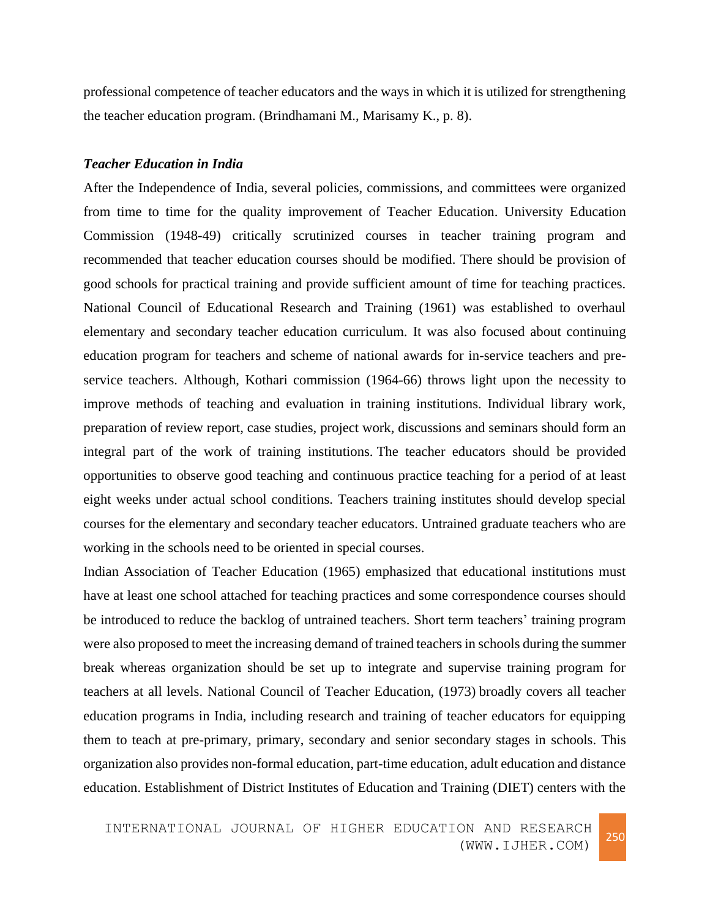professional competence of teacher educators and the ways in which it is utilized for strengthening the teacher education program. (Brindhamani M., Marisamy K., p. 8).

***Teacher Education in India***

After the Independence of India, several policies, commissions, and committees were organized from time to time for the quality improvement of Teacher Education. University Education Commission (1948-49) critically scrutinized courses in teacher training program and recommended that teacher education courses should be modified. There should be provision of good schools for practical training and provide sufficient amount of time for teaching practices. National Council of Educational Research and Training (1961) was established to overhaul elementary and secondary teacher education curriculum. It was also focused about continuing education program for teachers and scheme of national awards for in-service teachers and pre-service teachers. Although, Kothari commission (1964-66) throws light upon the necessity to improve methods of teaching and evaluation in training institutions. Individual library work, preparation of review report, case studies, project work, discussions and seminars should form an integral part of the work of training institutions. The teacher educators should be provided opportunities to observe good teaching and continuous practice teaching for a period of at least eight weeks under actual school conditions. Teachers training institutes should develop special courses for the elementary and secondary teacher educators. Untrained graduate teachers who are working in the schools need to be oriented in special courses.

Indian Association of Teacher Education (1965) emphasized that educational institutions must have at least one school attached for teaching practices and some correspondence courses should be introduced to reduce the backlog of untrained teachers. Short term teachers' training program were also proposed to meet the increasing demand of trained teachers in schools during the summer break whereas organization should be set up to integrate and supervise training program for teachers at all levels. National Council of Teacher Education, (1973) broadly covers all teacher education programs in India, including research and training of teacher educators for equipping them to teach at pre-primary, primary, secondary and senior secondary stages in schools. This organization also provides non-formal education, part-time education, adult education and distance education. Establishment of District Institutes of Education and Training (DIET) centers with the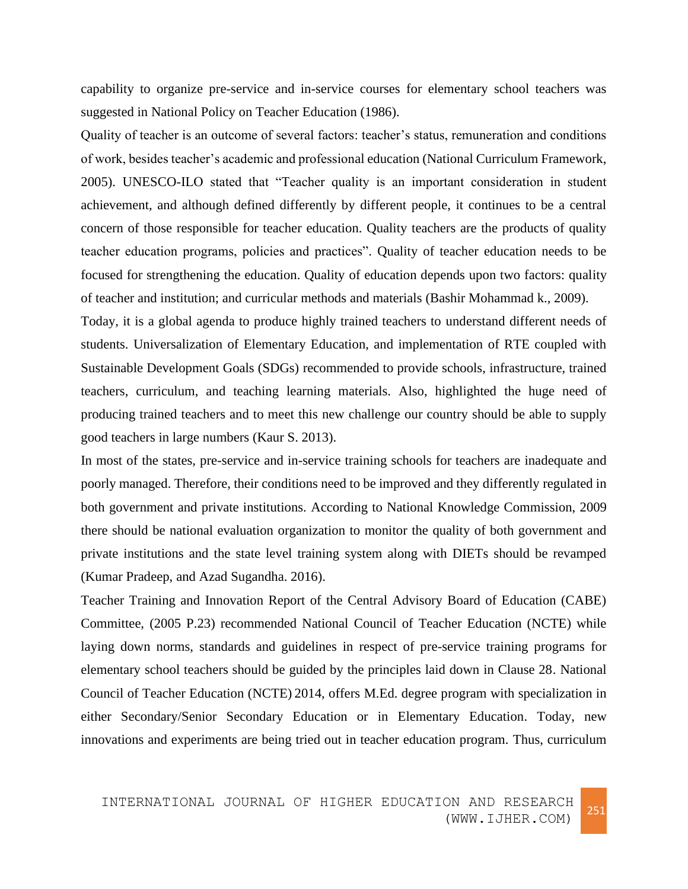capability to organize pre-service and in-service courses for elementary school teachers was suggested in National Policy on Teacher Education (1986).

Quality of teacher is an outcome of several factors: teacher's status, remuneration and conditions of work, besides teacher's academic and professional education (National Curriculum Framework, 2005). UNESCO-ILO stated that "Teacher quality is an important consideration in student achievement, and although defined differently by different people, it continues to be a central concern of those responsible for teacher education. Quality teachers are the products of quality teacher education programs, policies and practices". Quality of teacher education needs to be focused for strengthening the education. Quality of education depends upon two factors: quality of teacher and institution; and curricular methods and materials (Bashir Mohammad k., 2009).

Today, it is a global agenda to produce highly trained teachers to understand different needs of students. Universalization of Elementary Education, and implementation of RTE coupled with Sustainable Development Goals (SDGs) recommended to provide schools, infrastructure, trained teachers, curriculum, and teaching learning materials. Also, highlighted the huge need of producing trained teachers and to meet this new challenge our country should be able to supply good teachers in large numbers (Kaur S. 2013).

In most of the states, pre-service and in-service training schools for teachers are inadequate and poorly managed. Therefore, their conditions need to be improved and they differently regulated in both government and private institutions. According to National Knowledge Commission, 2009 there should be national evaluation organization to monitor the quality of both government and private institutions and the state level training system along with DIETs should be revamped (Kumar Pradeep, and Azad Sugandha. 2016).

Teacher Training and Innovation Report of the Central Advisory Board of Education (CABE) Committee, (2005 P.23) recommended National Council of Teacher Education (NCTE) while laying down norms, standards and guidelines in respect of pre-service training programs for elementary school teachers should be guided by the principles laid down in Clause 28. National Council of Teacher Education (NCTE) 2014, offers M.Ed. degree program with specialization in either Secondary/Senior Secondary Education or in Elementary Education. Today, new innovations and experiments are being tried out in teacher education program. Thus, curriculum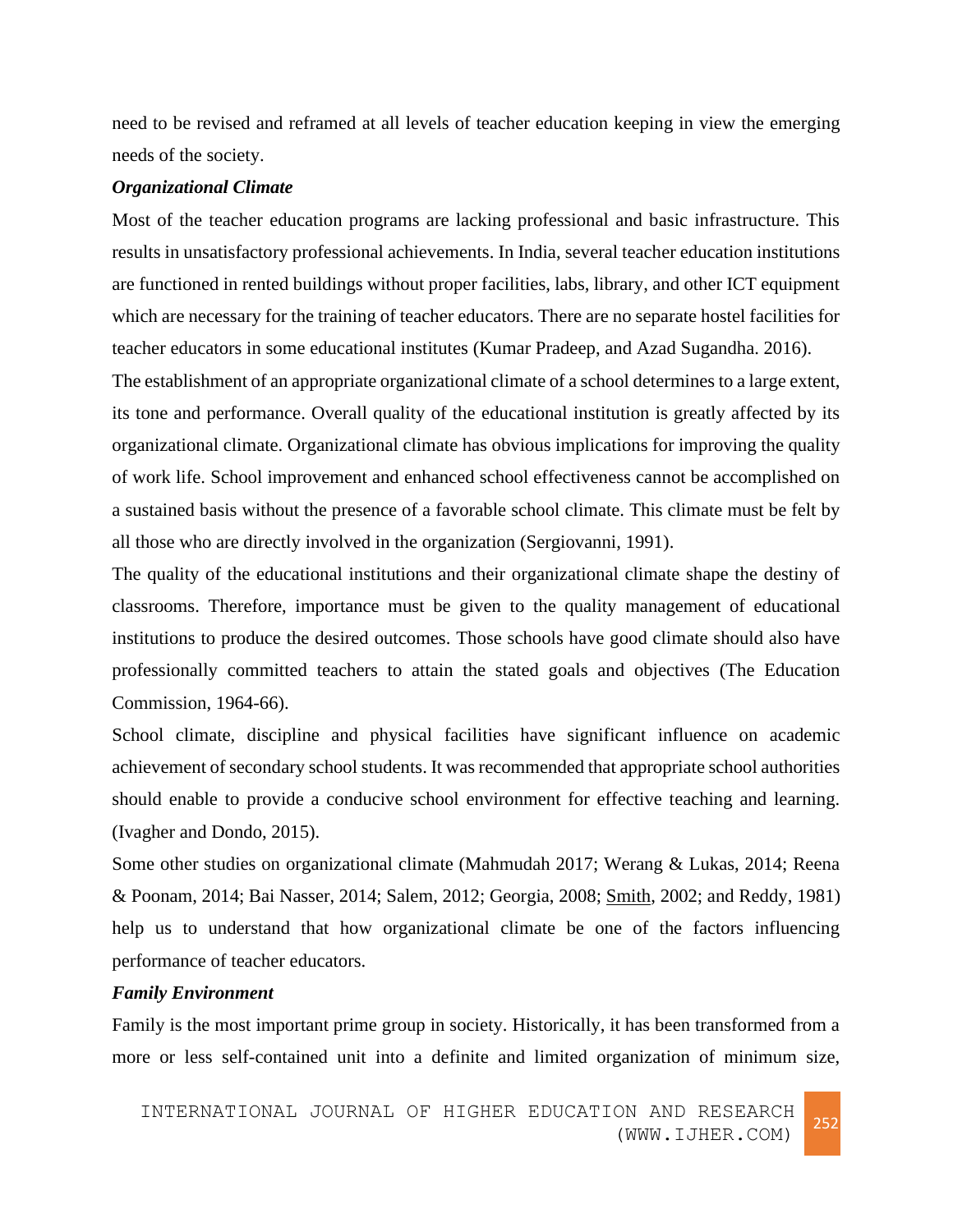need to be revised and reframed at all levels of teacher education keeping in view the emerging needs of the society.

***Organizational Climate***

Most of the teacher education programs are lacking professional and basic infrastructure. This results in unsatisfactory professional achievements. In India, several teacher education institutions are functioned in rented buildings without proper facilities, labs, library, and other ICT equipment which are necessary for the training of teacher educators. There are no separate hostel facilities for teacher educators in some educational institutes (Kumar Pradeep, and Azad Sugandha. 2016).

The establishment of an appropriate organizational climate of a school determines to a large extent, its tone and performance. Overall quality of the educational institution is greatly affected by its organizational climate. Organizational climate has obvious implications for improving the quality of work life. School improvement and enhanced school effectiveness cannot be accomplished on a sustained basis without the presence of a favorable school climate. This climate must be felt by all those who are directly involved in the organization (Sergiovanni, 1991).

The quality of the educational institutions and their organizational climate shape the destiny of classrooms. Therefore, importance must be given to the quality management of educational institutions to produce the desired outcomes. Those schools have good climate should also have professionally committed teachers to attain the stated goals and objectives (The Education Commission, 1964-66).

School climate, discipline and physical facilities have significant influence on academic achievement of secondary school students. It was recommended that appropriate school authorities should enable to provide a conducive school environment for effective teaching and learning. (Ivagher and Dondo, 2015).

Some other studies on organizational climate (Mahmudah 2017; Werang & Lukas, 2014; Reena & Poonam, 2014; Bai Nasser, 2014; Salem, 2012; Georgia, 2008; Smith, 2002; and Reddy, 1981) help us to understand that how organizational climate be one of the factors influencing performance of teacher educators.

***Family Environment***

Family is the most important prime group in society. Historically, it has been transformed from a more or less self-contained unit into a definite and limited organization of minimum size,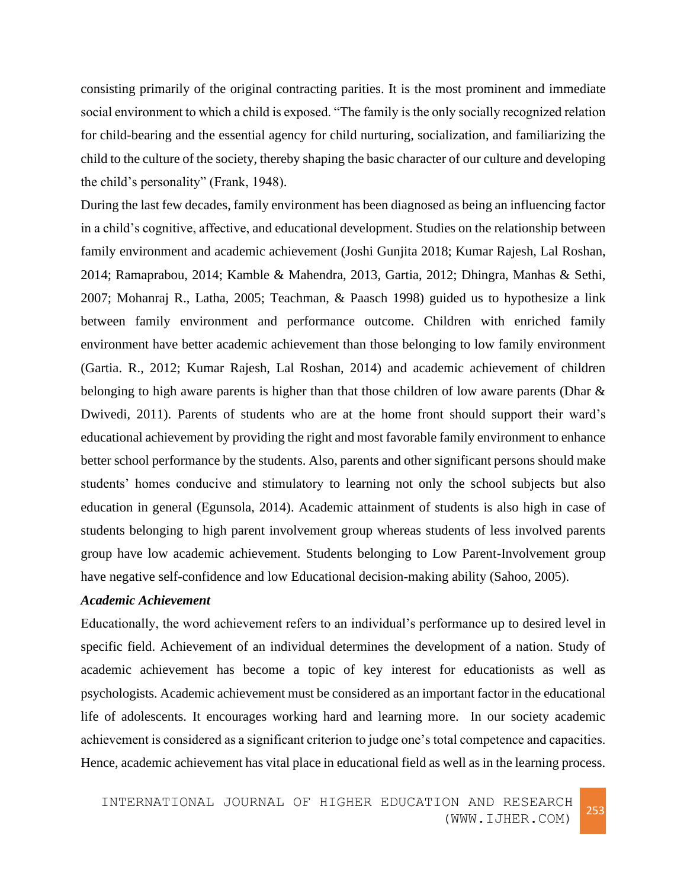consisting primarily of the original contracting parities. It is the most prominent and immediate social environment to which a child is exposed. "The family is the only socially recognized relation for child-bearing and the essential agency for child nurturing, socialization, and familiarizing the child to the culture of the society, thereby shaping the basic character of our culture and developing the child's personality" (Frank, 1948).

During the last few decades, family environment has been diagnosed as being an influencing factor in a child's cognitive, affective, and educational development. Studies on the relationship between family environment and academic achievement (Joshi Gunjita 2018; Kumar Rajesh, Lal Roshan, 2014; Ramaprabou, 2014; Kamble & Mahendra, 2013, Gartia, 2012; Dhingra, Manhas & Sethi, 2007; Mohanraj R., Latha, 2005; Teachman, & Paasch 1998) guided us to hypothesize a link between family environment and performance outcome. Children with enriched family environment have better academic achievement than those belonging to low family environment (Gartia. R., 2012; Kumar Rajesh, Lal Roshan, 2014) and academic achievement of children belonging to high aware parents is higher than that those children of low aware parents (Dhar & Dwivedi, 2011). Parents of students who are at the home front should support their ward's educational achievement by providing the right and most favorable family environment to enhance better school performance by the students. Also, parents and other significant persons should make students' homes conducive and stimulatory to learning not only the school subjects but also education in general (Egunsola, 2014). Academic attainment of students is also high in case of students belonging to high parent involvement group whereas students of less involved parents group have low academic achievement. Students belonging to Low Parent-Involvement group have negative self-confidence and low Educational decision-making ability (Sahoo, 2005).

***Academic Achievement***

Educationally, the word achievement refers to an individual's performance up to desired level in specific field. Achievement of an individual determines the development of a nation. Study of academic achievement has become a topic of key interest for educationists as well as psychologists. Academic achievement must be considered as an important factor in the educational life of adolescents. It encourages working hard and learning more. In our society academic achievement is considered as a significant criterion to judge one's total competence and capacities. Hence, academic achievement has vital place in educational field as well as in the learning process.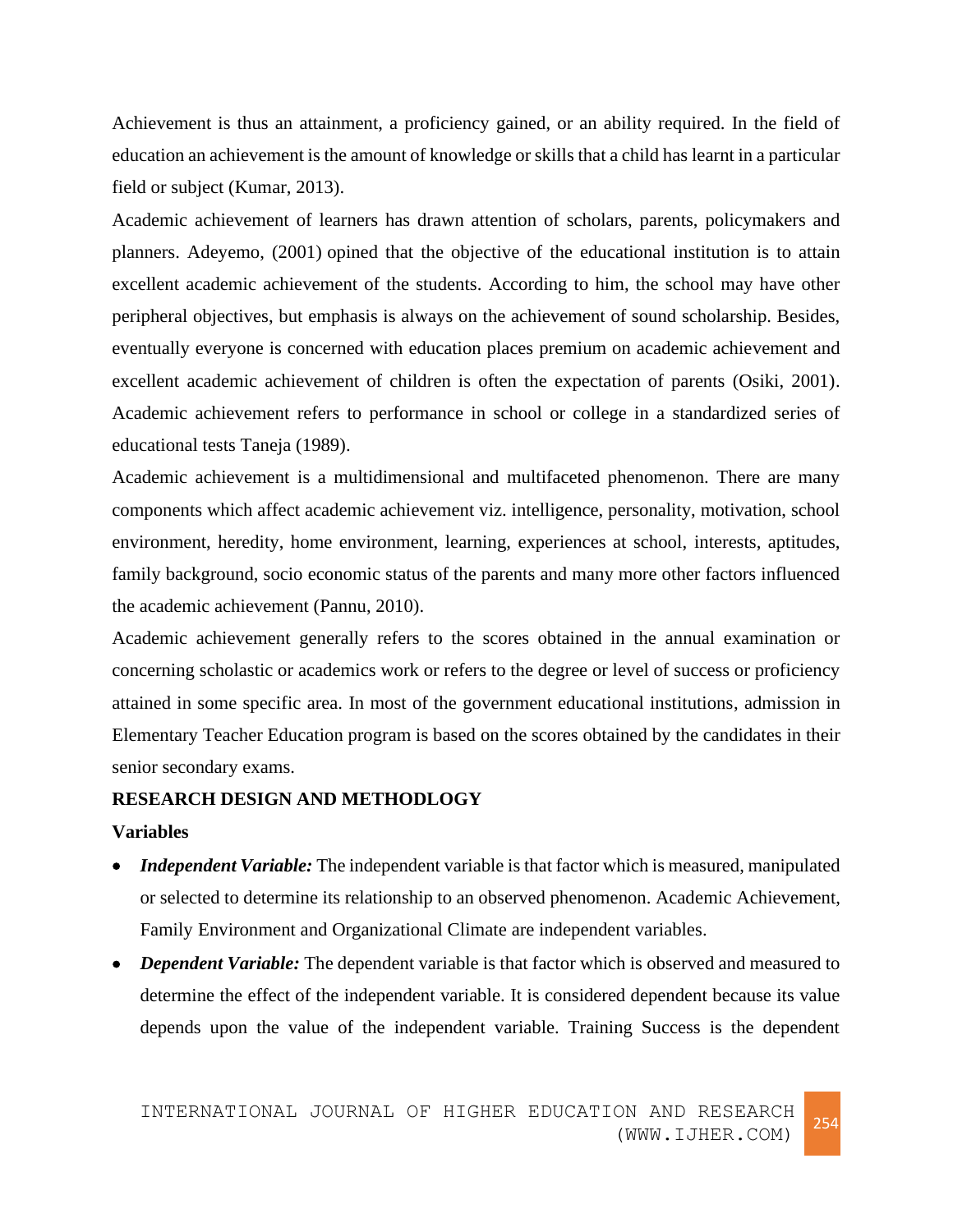Achievement is thus an attainment, a proficiency gained, or an ability required. In the field of education an achievement is the amount of knowledge or skills that a child has learnt in a particular field or subject (Kumar, 2013).

Academic achievement of learners has drawn attention of scholars, parents, policymakers and planners. Adeyemo, (2001) opined that the objective of the educational institution is to attain excellent academic achievement of the students. According to him, the school may have other peripheral objectives, but emphasis is always on the achievement of sound scholarship. Besides, eventually everyone is concerned with education places premium on academic achievement and excellent academic achievement of children is often the expectation of parents (Osiki, 2001). Academic achievement refers to performance in school or college in a standardized series of educational tests Taneja (1989).

Academic achievement is a multidimensional and multifaceted phenomenon. There are many components which affect academic achievement viz. intelligence, personality, motivation, school environment, heredity, home environment, learning, experiences at school, interests, aptitudes, family background, socio economic status of the parents and many more other factors influenced the academic achievement (Pannu, 2010).

Academic achievement generally refers to the scores obtained in the annual examination or concerning scholastic or academics work or refers to the degree or level of success or proficiency attained in some specific area. In most of the government educational institutions, admission in Elementary Teacher Education program is based on the scores obtained by the candidates in their senior secondary exams.

## RESEARCH DESIGN AND METHODLOGY

### Variables

- ***Independent Variable:*** The independent variable is that factor which is measured, manipulated or selected to determine its relationship to an observed phenomenon. Academic Achievement, Family Environment and Organizational Climate are independent variables.
- ***Dependent Variable:*** The dependent variable is that factor which is observed and measured to determine the effect of the independent variable. It is considered dependent because its value depends upon the value of the independent variable. Training Success is the dependent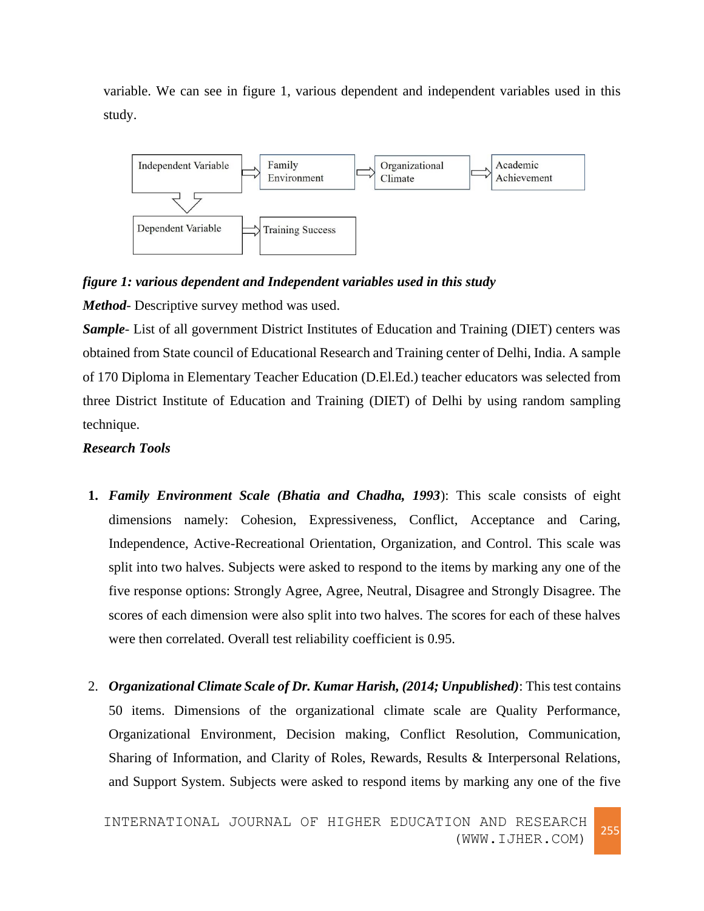variable. We can see in figure 1, various dependent and independent variables used in this study.

Independent Variable ⇒ Family Environment ⇒ Organizational Climate ⇒ Academic Achievement

⇓

Dependent Variable ⇒ Training Success

***figure 1: various dependent and Independent variables used in this study***

***Method***- Descriptive survey method was used.

***Sample***- List of all government District Institutes of Education and Training (DIET) centers was obtained from State council of Educational Research and Training center of Delhi, India. A sample of 170 Diploma in Elementary Teacher Education (D.El.Ed.) teacher educators was selected from three District Institute of Education and Training (DIET) of Delhi by using random sampling technique.

***Research Tools***

1. ***Family Environment Scale (Bhatia and Chadha, 1993***): This scale consists of eight dimensions namely: Cohesion, Expressiveness, Conflict, Acceptance and Caring, Independence, Active-Recreational Orientation, Organization, and Control. This scale was split into two halves. Subjects were asked to respond to the items by marking any one of the five response options: Strongly Agree, Agree, Neutral, Disagree and Strongly Disagree. The scores of each dimension were also split into two halves. The scores for each of these halves were then correlated. Overall test reliability coefficient is 0.95.

2. ***Organizational Climate Scale of Dr. Kumar Harish, (2014; Unpublished)***: This test contains 50 items. Dimensions of the organizational climate scale are Quality Performance, Organizational Environment, Decision making, Conflict Resolution, Communication, Sharing of Information, and Clarity of Roles, Rewards, Results & Interpersonal Relations, and Support System. Subjects were asked to respond items by marking any one of the five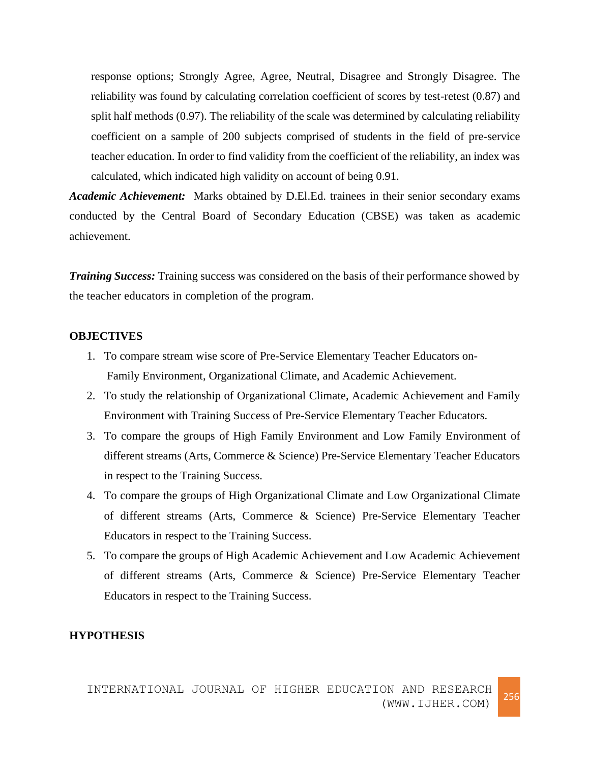response options; Strongly Agree, Agree, Neutral, Disagree and Strongly Disagree. The reliability was found by calculating correlation coefficient of scores by test-retest (0.87) and split half methods (0.97). The reliability of the scale was determined by calculating reliability coefficient on a sample of 200 subjects comprised of students in the field of pre-service teacher education. In order to find validity from the coefficient of the reliability, an index was calculated, which indicated high validity on account of being 0.91.

***Academic Achievement:*** Marks obtained by D.El.Ed. trainees in their senior secondary exams conducted by the Central Board of Secondary Education (CBSE) was taken as academic achievement.

***Training Success:*** Training success was considered on the basis of their performance showed by the teacher educators in completion of the program.

## OBJECTIVES

1. To compare stream wise score of Pre-Service Elementary Teacher Educators on- Family Environment, Organizational Climate, and Academic Achievement.
2. To study the relationship of Organizational Climate, Academic Achievement and Family Environment with Training Success of Pre-Service Elementary Teacher Educators.
3. To compare the groups of High Family Environment and Low Family Environment of different streams (Arts, Commerce & Science) Pre-Service Elementary Teacher Educators in respect to the Training Success.
4. To compare the groups of High Organizational Climate and Low Organizational Climate of different streams (Arts, Commerce & Science) Pre-Service Elementary Teacher Educators in respect to the Training Success.
5. To compare the groups of High Academic Achievement and Low Academic Achievement of different streams (Arts, Commerce & Science) Pre-Service Elementary Teacher Educators in respect to the Training Success.

## HYPOTHESIS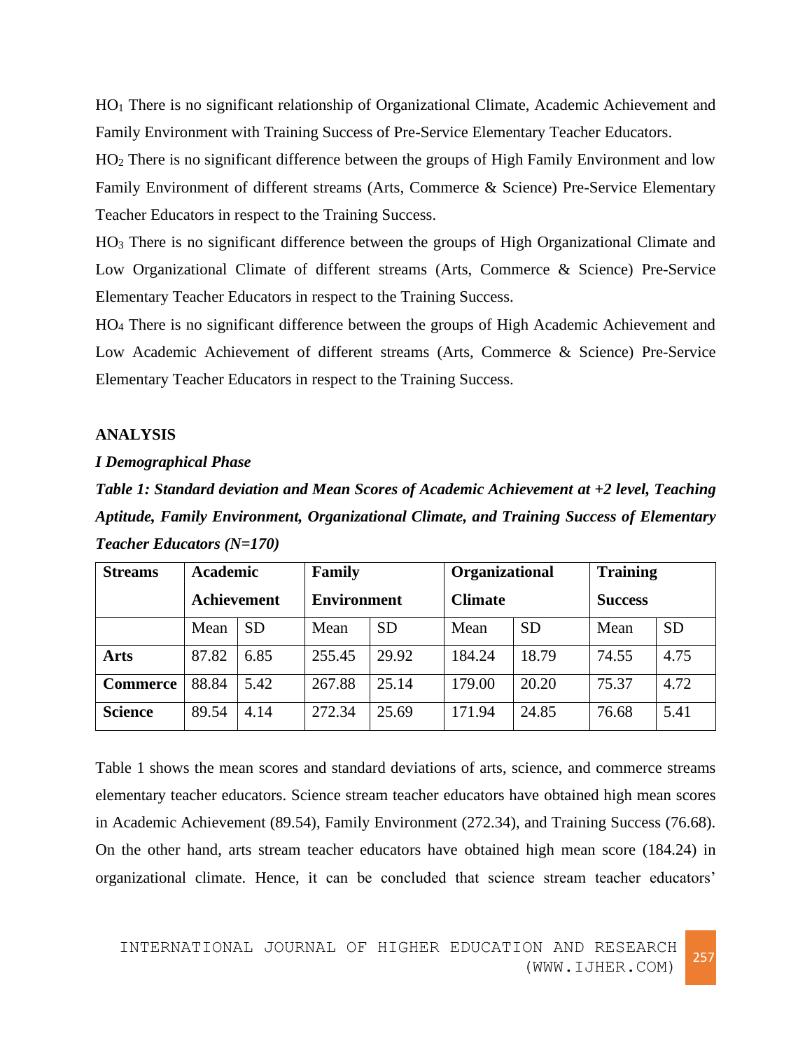$HO_1$ There is no significant relationship of Organizational Climate, Academic Achievement and Family Environment with Training Success of Pre-Service Elementary Teacher Educators.

$HO_2$ There is no significant difference between the groups of High Family Environment and low Family Environment of different streams (Arts, Commerce & Science) Pre-Service Elementary Teacher Educators in respect to the Training Success.

$HO_3$ There is no significant difference between the groups of High Organizational Climate and Low Organizational Climate of different streams (Arts, Commerce & Science) Pre-Service Elementary Teacher Educators in respect to the Training Success.

$HO_4$ There is no significant difference between the groups of High Academic Achievement and Low Academic Achievement of different streams (Arts, Commerce & Science) Pre-Service Elementary Teacher Educators in respect to the Training Success.

**ANALYSIS**

***I Demographical Phase***

***Table 1: Standard deviation and Mean Scores of Academic Achievement at +2 level, Teaching Aptitude, Family Environment, Organizational Climate, and Training Success of Elementary Teacher Educators (N=170)***

| **Streams** | **Academic Achievement** | | **Family Environment** | | **Organizational Climate** | | **Training Success** | |
|---|---|---|---|---|---|---|---|---|
| | Mean | SD | Mean | SD | Mean | SD | Mean | SD |
| **Arts** | 87.82 | 6.85 | 255.45 | 29.92 | 184.24 | 18.79 | 74.55 | 4.75 |
| **Commerce** | 88.84 | 5.42 | 267.88 | 25.14 | 179.00 | 20.20 | 75.37 | 4.72 |
| **Science** | 89.54 | 4.14 | 272.34 | 25.69 | 171.94 | 24.85 | 76.68 | 5.41 |

Table 1 shows the mean scores and standard deviations of arts, science, and commerce streams elementary teacher educators. Science stream teacher educators have obtained high mean scores in Academic Achievement (89.54), Family Environment (272.34), and Training Success (76.68). On the other hand, arts stream teacher educators have obtained high mean score (184.24) in organizational climate. Hence, it can be concluded that science stream teacher educators'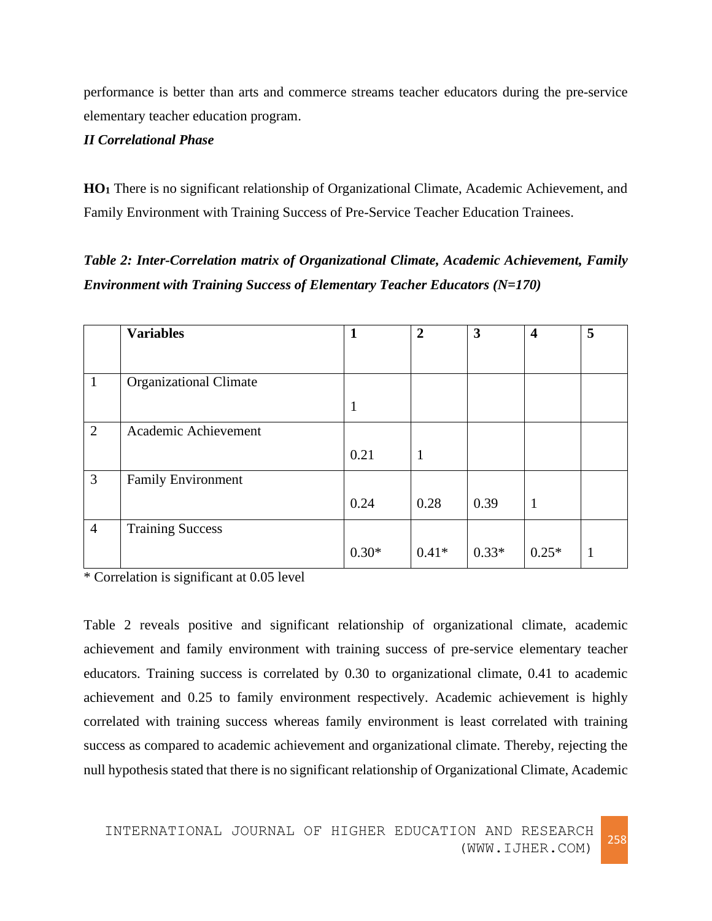performance is better than arts and commerce streams teacher educators during the pre-service elementary teacher education program.

***II Correlational Phase***

**HO1** There is no significant relationship of Organizational Climate, Academic Achievement, and Family Environment with Training Success of Pre-Service Teacher Education Trainees.

***Table 2: Inter-Correlation matrix of Organizational Climate, Academic Achievement, Family Environment with Training Success of Elementary Teacher Educators (N=170)***

| | **Variables** | **1** | **2** | **3** | **4** | **5** |
|---|---|---|---|---|---|---|
| 1 | Organizational Climate | 1 | | | | |
| 2 | Academic Achievement | 0.21 | 1 | | | |
| 3 | Family Environment | 0.24 | 0.28 | 0.39 | 1 | |
| 4 | Training Success | 0.30* | 0.41* | 0.33* | 0.25* | 1 |

* Correlation is significant at 0.05 level

Table 2 reveals positive and significant relationship of organizational climate, academic achievement and family environment with training success of pre-service elementary teacher educators. Training success is correlated by 0.30 to organizational climate, 0.41 to academic achievement and 0.25 to family environment respectively. Academic achievement is highly correlated with training success whereas family environment is least correlated with training success as compared to academic achievement and organizational climate. Thereby, rejecting the null hypothesis stated that there is no significant relationship of Organizational Climate, Academic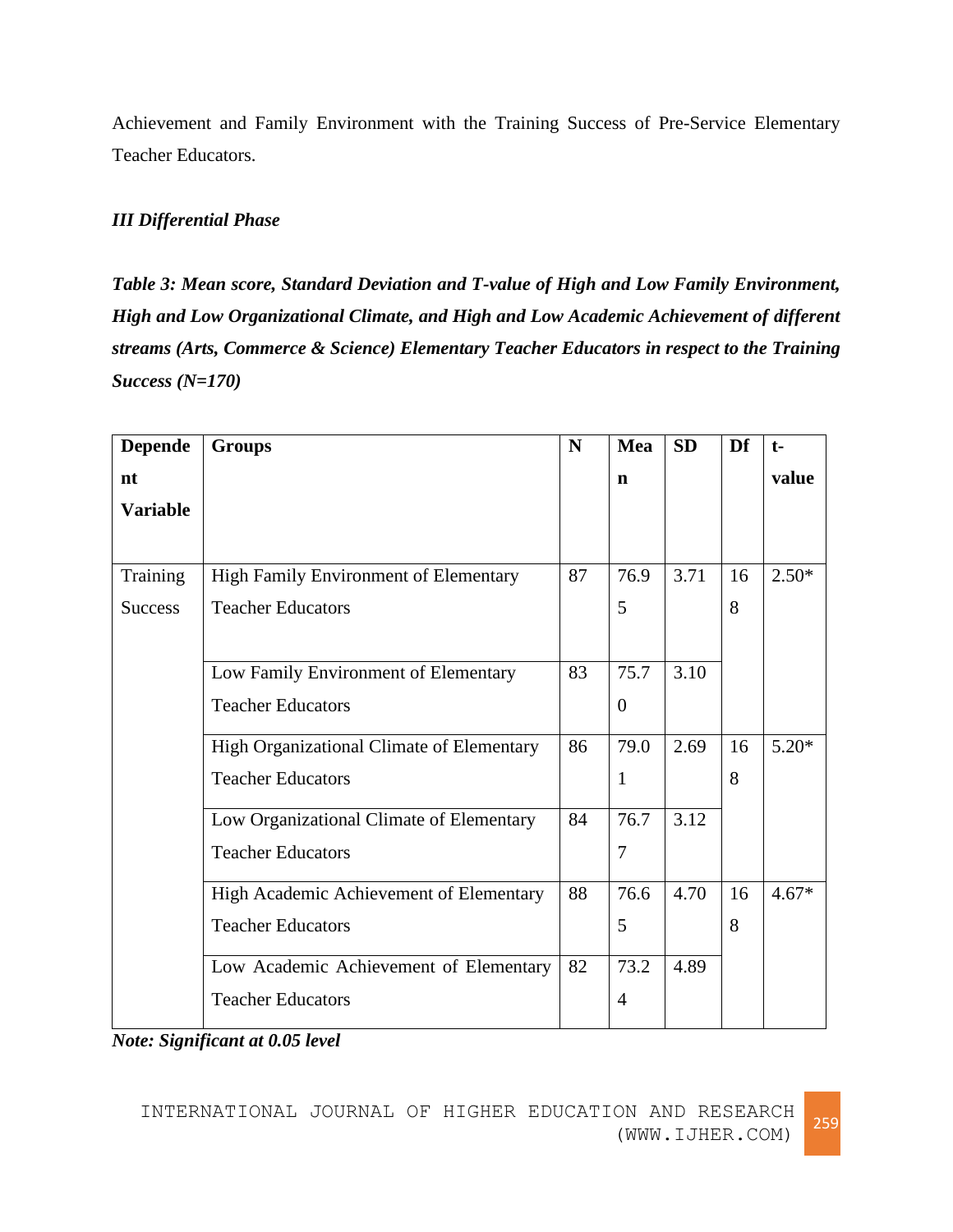Achievement and Family Environment with the Training Success of Pre-Service Elementary Teacher Educators.

***III Differential Phase***

***Table 3: Mean score, Standard Deviation and T-value of High and Low Family Environment, High and Low Organizational Climate, and High and Low Academic Achievement of different streams (Arts, Commerce & Science) Elementary Teacher Educators in respect to the Training Success (N=170)***

| Dependent Variable | Groups | N | Mean | SD | Df | t-value |
|---|---|---|---|---|---|---|
| Training Success | High Family Environment of Elementary Teacher Educators | 87 | 76.95 | 3.71 | 168 | 2.50* |
| | Low Family Environment of Elementary Teacher Educators | 83 | 75.70 | 3.10 | | |
| | High Organizational Climate of Elementary Teacher Educators | 86 | 79.01 | 2.69 | 168 | 5.20* |
| | Low Organizational Climate of Elementary Teacher Educators | 84 | 76.77 | 3.12 | | |
| | High Academic Achievement of Elementary Teacher Educators | 88 | 76.65 | 4.70 | 168 | 4.67* |
| | Low Academic Achievement of Elementary Teacher Educators | 82 | 73.24 | 4.89 | | |

***Note: Significant at 0.05 level***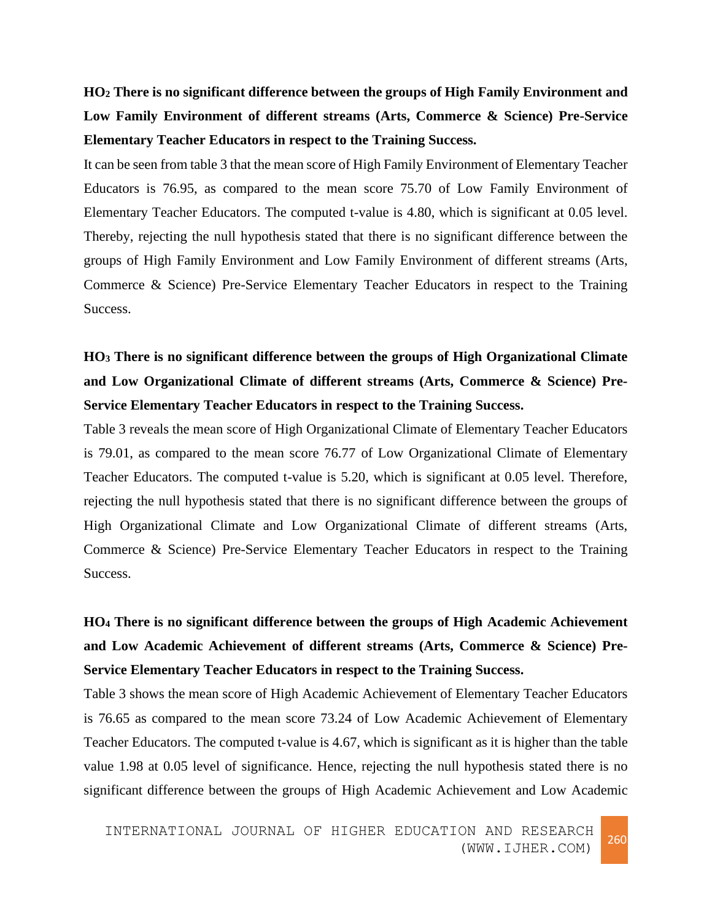**$HO_2$ There is no significant difference between the groups of High Family Environment and Low Family Environment of different streams (Arts, Commerce & Science) Pre-Service Elementary Teacher Educators in respect to the Training Success.**

It can be seen from table 3 that the mean score of High Family Environment of Elementary Teacher Educators is 76.95, as compared to the mean score 75.70 of Low Family Environment of Elementary Teacher Educators. The computed t-value is 4.80, which is significant at 0.05 level. Thereby, rejecting the null hypothesis stated that there is no significant difference between the groups of High Family Environment and Low Family Environment of different streams (Arts, Commerce & Science) Pre-Service Elementary Teacher Educators in respect to the Training Success.

**$HO_3$ There is no significant difference between the groups of High Organizational Climate and Low Organizational Climate of different streams (Arts, Commerce & Science) Pre-Service Elementary Teacher Educators in respect to the Training Success.**

Table 3 reveals the mean score of High Organizational Climate of Elementary Teacher Educators is 79.01, as compared to the mean score 76.77 of Low Organizational Climate of Elementary Teacher Educators. The computed t-value is 5.20, which is significant at 0.05 level. Therefore, rejecting the null hypothesis stated that there is no significant difference between the groups of High Organizational Climate and Low Organizational Climate of different streams (Arts, Commerce & Science) Pre-Service Elementary Teacher Educators in respect to the Training Success.

**$HO_4$ There is no significant difference between the groups of High Academic Achievement and Low Academic Achievement of different streams (Arts, Commerce & Science) Pre-Service Elementary Teacher Educators in respect to the Training Success.**

Table 3 shows the mean score of High Academic Achievement of Elementary Teacher Educators is 76.65 as compared to the mean score 73.24 of Low Academic Achievement of Elementary Teacher Educators. The computed t-value is 4.67, which is significant as it is higher than the table value 1.98 at 0.05 level of significance. Hence, rejecting the null hypothesis stated there is no significant difference between the groups of High Academic Achievement and Low Academic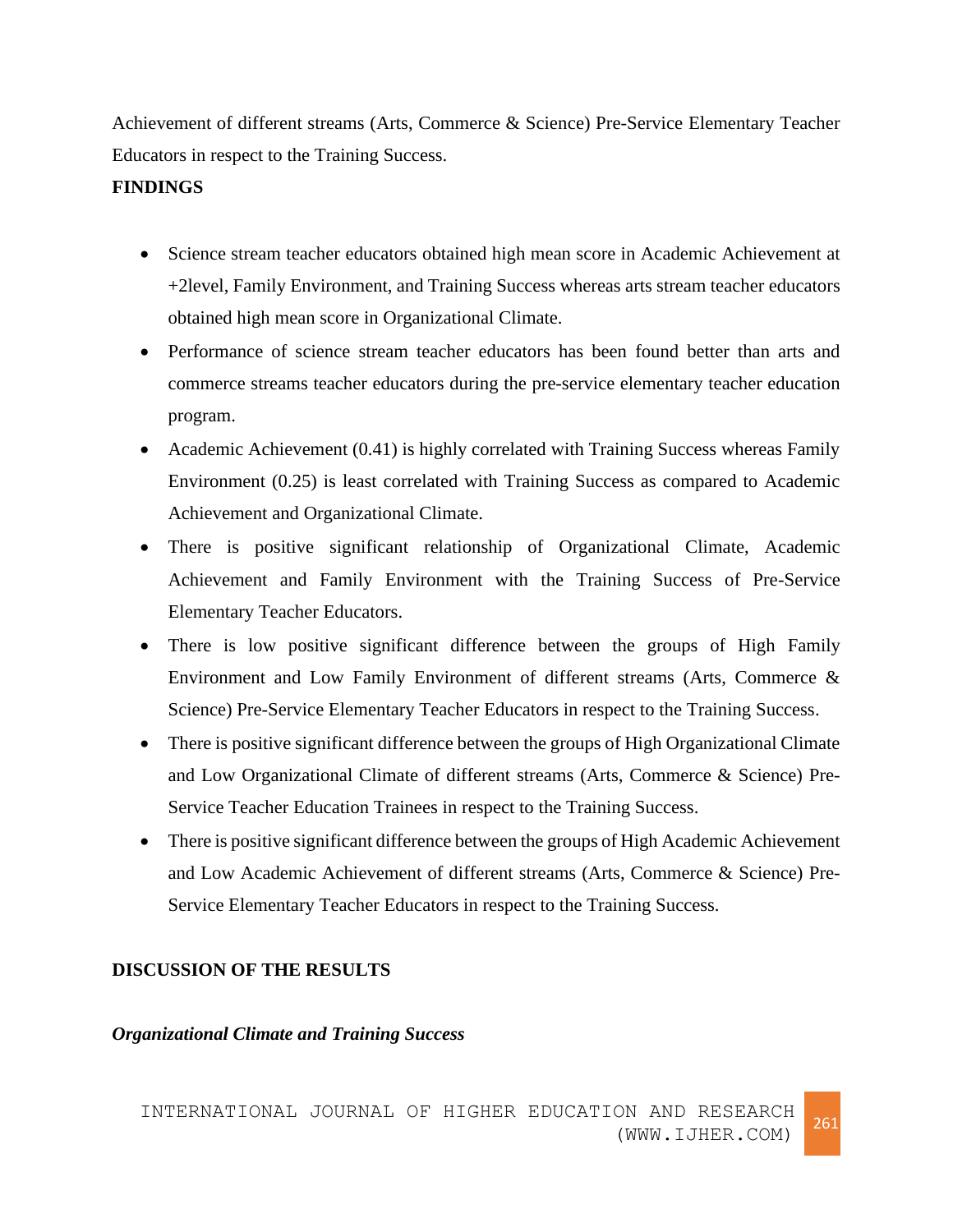Achievement of different streams (Arts, Commerce & Science) Pre-Service Elementary Teacher Educators in respect to the Training Success.

**FINDINGS**

- Science stream teacher educators obtained high mean score in Academic Achievement at +2level, Family Environment, and Training Success whereas arts stream teacher educators obtained high mean score in Organizational Climate.
- Performance of science stream teacher educators has been found better than arts and commerce streams teacher educators during the pre-service elementary teacher education program.
- Academic Achievement (0.41) is highly correlated with Training Success whereas Family Environment (0.25) is least correlated with Training Success as compared to Academic Achievement and Organizational Climate.
- There is positive significant relationship of Organizational Climate, Academic Achievement and Family Environment with the Training Success of Pre-Service Elementary Teacher Educators.
- There is low positive significant difference between the groups of High Family Environment and Low Family Environment of different streams (Arts, Commerce & Science) Pre-Service Elementary Teacher Educators in respect to the Training Success.
- There is positive significant difference between the groups of High Organizational Climate and Low Organizational Climate of different streams (Arts, Commerce & Science) Pre-Service Teacher Education Trainees in respect to the Training Success.
- There is positive significant difference between the groups of High Academic Achievement and Low Academic Achievement of different streams (Arts, Commerce & Science) Pre-Service Elementary Teacher Educators in respect to the Training Success.

**DISCUSSION OF THE RESULTS**

***Organizational Climate and Training Success***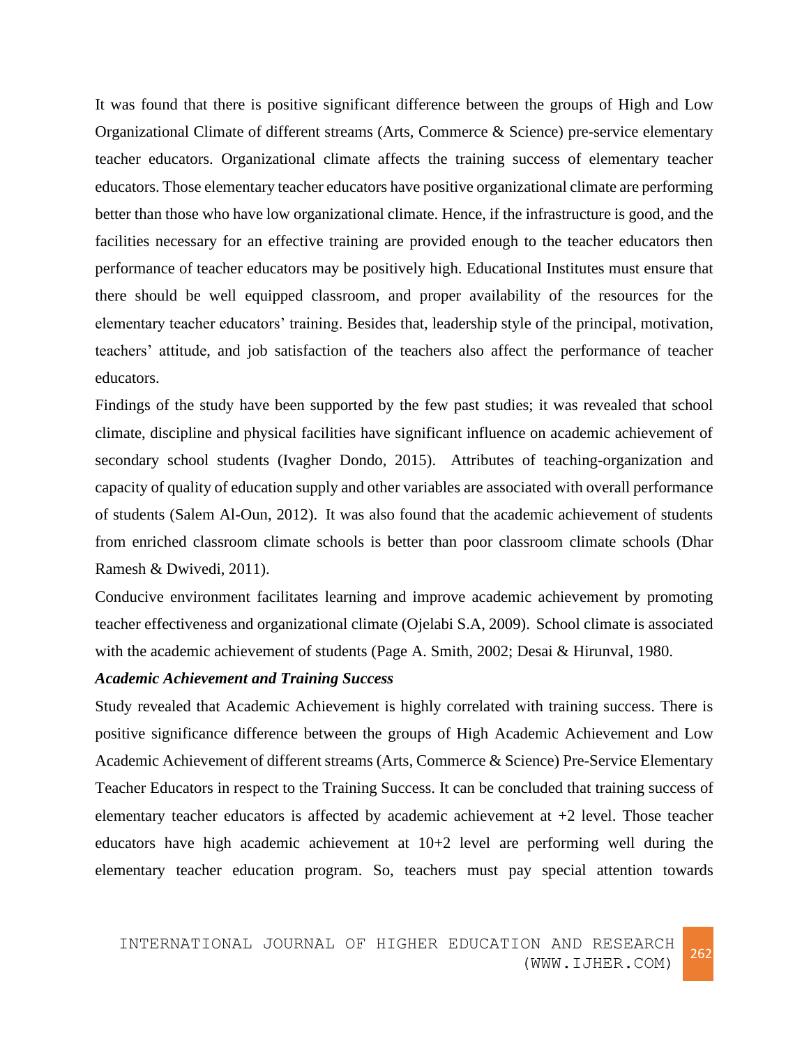It was found that there is positive significant difference between the groups of High and Low Organizational Climate of different streams (Arts, Commerce & Science) pre-service elementary teacher educators. Organizational climate affects the training success of elementary teacher educators. Those elementary teacher educators have positive organizational climate are performing better than those who have low organizational climate. Hence, if the infrastructure is good, and the facilities necessary for an effective training are provided enough to the teacher educators then performance of teacher educators may be positively high. Educational Institutes must ensure that there should be well equipped classroom, and proper availability of the resources for the elementary teacher educators' training. Besides that, leadership style of the principal, motivation, teachers' attitude, and job satisfaction of the teachers also affect the performance of teacher educators.

Findings of the study have been supported by the few past studies; it was revealed that school climate, discipline and physical facilities have significant influence on academic achievement of secondary school students (Ivagher Dondo, 2015). Attributes of teaching-organization and capacity of quality of education supply and other variables are associated with overall performance of students (Salem Al-Oun, 2012). It was also found that the academic achievement of students from enriched classroom climate schools is better than poor classroom climate schools (Dhar Ramesh & Dwivedi, 2011).

Conducive environment facilitates learning and improve academic achievement by promoting teacher effectiveness and organizational climate (Ojelabi S.A, 2009). School climate is associated with the academic achievement of students (Page A. Smith, 2002; Desai & Hirunval, 1980.

***Academic Achievement and Training Success***

Study revealed that Academic Achievement is highly correlated with training success. There is positive significance difference between the groups of High Academic Achievement and Low Academic Achievement of different streams (Arts, Commerce & Science) Pre-Service Elementary Teacher Educators in respect to the Training Success. It can be concluded that training success of elementary teacher educators is affected by academic achievement at +2 level. Those teacher educators have high academic achievement at 10+2 level are performing well during the elementary teacher education program. So, teachers must pay special attention towards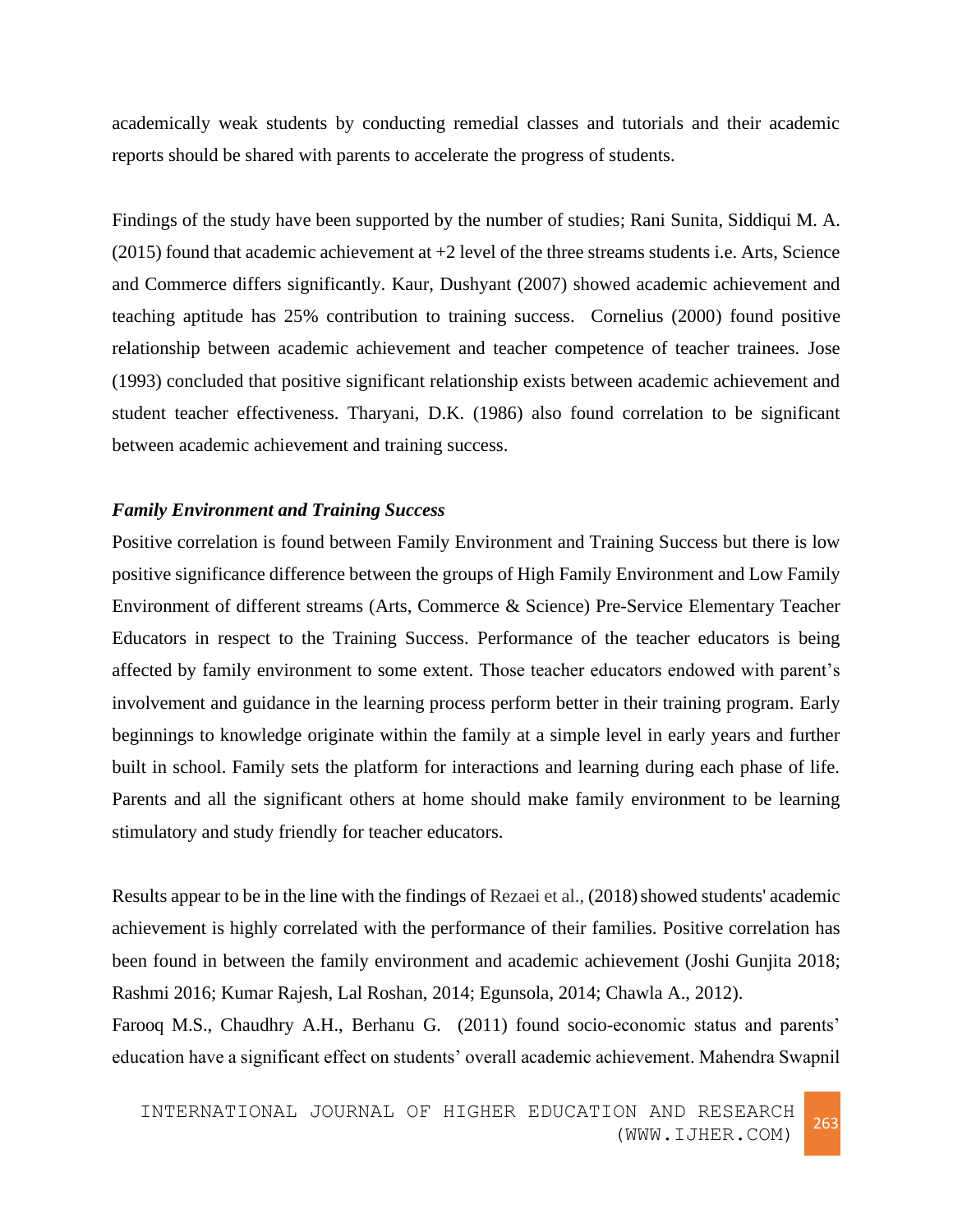academically weak students by conducting remedial classes and tutorials and their academic reports should be shared with parents to accelerate the progress of students.

Findings of the study have been supported by the number of studies; Rani Sunita, Siddiqui M. A. (2015) found that academic achievement at +2 level of the three streams students i.e. Arts, Science and Commerce differs significantly. Kaur, Dushyant (2007) showed academic achievement and teaching aptitude has 25% contribution to training success. Cornelius (2000) found positive relationship between academic achievement and teacher competence of teacher trainees. Jose (1993) concluded that positive significant relationship exists between academic achievement and student teacher effectiveness. Tharyani, D.K. (1986) also found correlation to be significant between academic achievement and training success.

***Family Environment and Training Success***

Positive correlation is found between Family Environment and Training Success but there is low positive significance difference between the groups of High Family Environment and Low Family Environment of different streams (Arts, Commerce & Science) Pre-Service Elementary Teacher Educators in respect to the Training Success. Performance of the teacher educators is being affected by family environment to some extent. Those teacher educators endowed with parent's involvement and guidance in the learning process perform better in their training program. Early beginnings to knowledge originate within the family at a simple level in early years and further built in school. Family sets the platform for interactions and learning during each phase of life. Parents and all the significant others at home should make family environment to be learning stimulatory and study friendly for teacher educators.

Results appear to be in the line with the findings of Rezaei et al., (2018) showed students' academic achievement is highly correlated with the performance of their families. Positive correlation has been found in between the family environment and academic achievement (Joshi Gunjita 2018; Rashmi 2016; Kumar Rajesh, Lal Roshan, 2014; Egunsola, 2014; Chawla A., 2012).

Farooq M.S., Chaudhry A.H., Berhanu G. (2011) found socio-economic status and parents' education have a significant effect on students' overall academic achievement. Mahendra Swapnil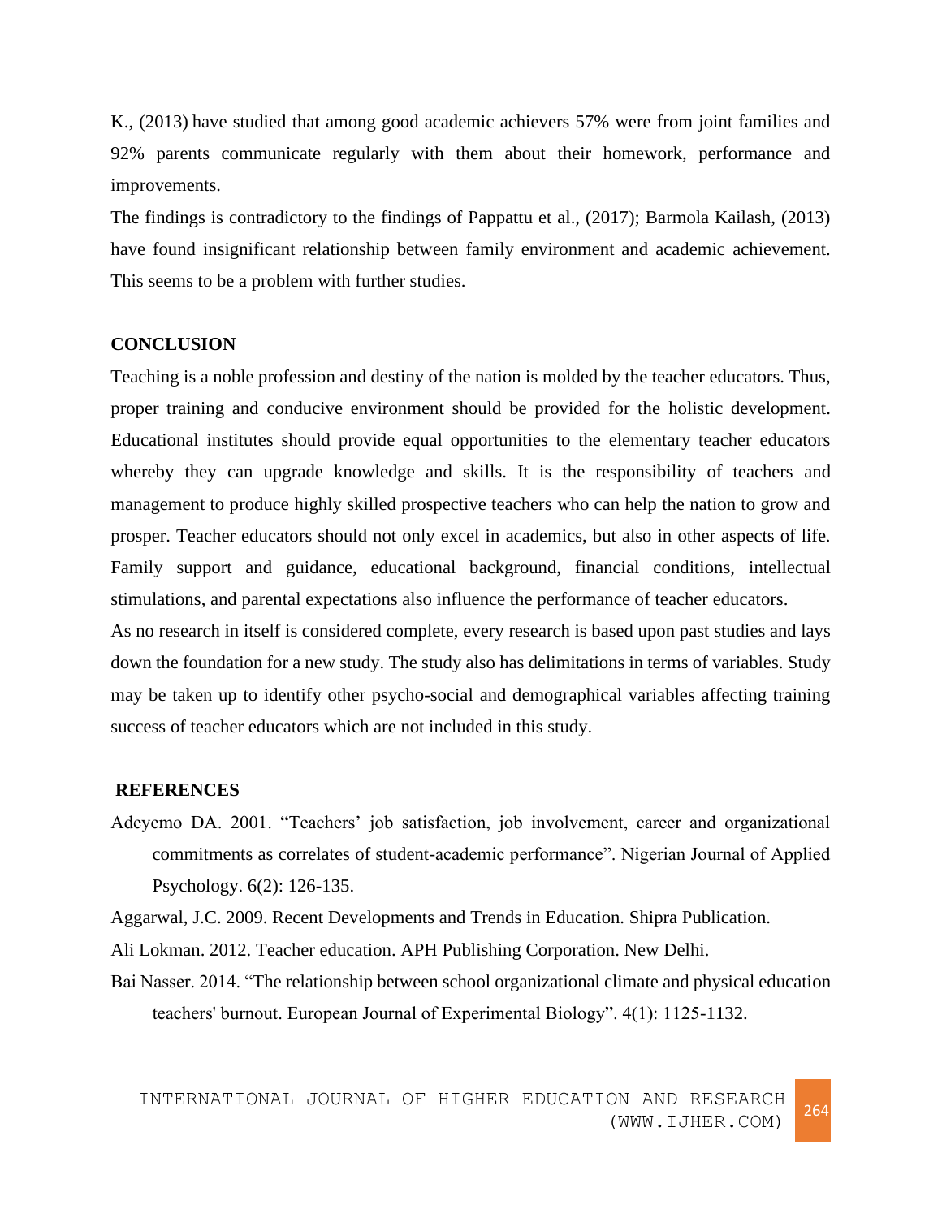K., (2013) have studied that among good academic achievers 57% were from joint families and 92% parents communicate regularly with them about their homework, performance and improvements.

The findings is contradictory to the findings of Pappattu et al., (2017); Barmola Kailash, (2013) have found insignificant relationship between family environment and academic achievement. This seems to be a problem with further studies.

## CONCLUSION

Teaching is a noble profession and destiny of the nation is molded by the teacher educators. Thus, proper training and conducive environment should be provided for the holistic development. Educational institutes should provide equal opportunities to the elementary teacher educators whereby they can upgrade knowledge and skills. It is the responsibility of teachers and management to produce highly skilled prospective teachers who can help the nation to grow and prosper. Teacher educators should not only excel in academics, but also in other aspects of life. Family support and guidance, educational background, financial conditions, intellectual stimulations, and parental expectations also influence the performance of teacher educators.

As no research in itself is considered complete, every research is based upon past studies and lays down the foundation for a new study. The study also has delimitations in terms of variables. Study may be taken up to identify other psycho-social and demographical variables affecting training success of teacher educators which are not included in this study.

## REFERENCES

Adeyemo DA. 2001. "Teachers' job satisfaction, job involvement, career and organizational commitments as correlates of student-academic performance". Nigerian Journal of Applied Psychology. 6(2): 126-135.

Aggarwal, J.C. 2009. Recent Developments and Trends in Education. Shipra Publication.

Ali Lokman. 2012. Teacher education. APH Publishing Corporation. New Delhi.

Bai Nasser. 2014. "The relationship between school organizational climate and physical education teachers' burnout. European Journal of Experimental Biology". 4(1): 1125-1132.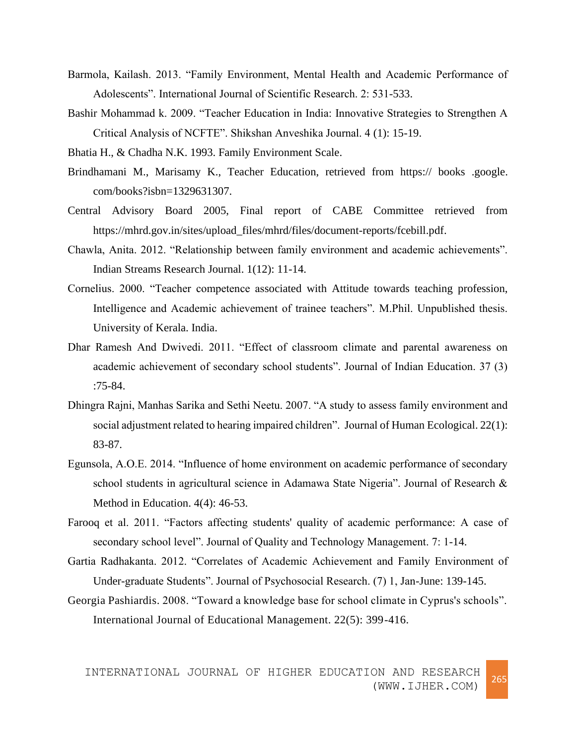Barmola, Kailash. 2013. “Family Environment, Mental Health and Academic Performance of Adolescents”. International Journal of Scientific Research. 2: 531-533.

Bashir Mohammad k. 2009. “Teacher Education in India: Innovative Strategies to Strengthen A Critical Analysis of NCFTE”. Shikshan Anveshika Journal. 4 (1): 15-19.

Bhatia H., & Chadha N.K. 1993. Family Environment Scale.

Brindhamani M., Marisamy K., Teacher Education, retrieved from https:// books .google. com/books?isbn=1329631307.

Central Advisory Board 2005, Final report of CABE Committee retrieved from https://mhrd.gov.in/sites/upload_files/mhrd/files/document-reports/fcebill.pdf.

Chawla, Anita. 2012. “Relationship between family environment and academic achievements”. Indian Streams Research Journal. 1(12): 11-14.

Cornelius. 2000. “Teacher competence associated with Attitude towards teaching profession, Intelligence and Academic achievement of trainee teachers”. M.Phil. Unpublished thesis. University of Kerala. India.

Dhar Ramesh And Dwivedi. 2011. “Effect of classroom climate and parental awareness on academic achievement of secondary school students”. Journal of Indian Education. 37 (3) :75-84.

Dhingra Rajni, Manhas Sarika and Sethi Neetu. 2007. “A study to assess family environment and social adjustment related to hearing impaired children”. Journal of Human Ecological. 22(1): 83-87.

Egunsola, A.O.E. 2014. “Influence of home environment on academic performance of secondary school students in agricultural science in Adamawa State Nigeria”. Journal of Research & Method in Education. 4(4): 46-53.

Farooq et al. 2011. “Factors affecting students' quality of academic performance: A case of secondary school level”. Journal of Quality and Technology Management. 7: 1-14.

Gartia Radhakanta. 2012. “Correlates of Academic Achievement and Family Environment of Under-graduate Students”. Journal of Psychosocial Research. (7) 1, Jan-June: 139-145.

Georgia Pashiardis. 2008. “Toward a knowledge base for school climate in Cyprus's schools”. International Journal of Educational Management. 22(5): 399-416.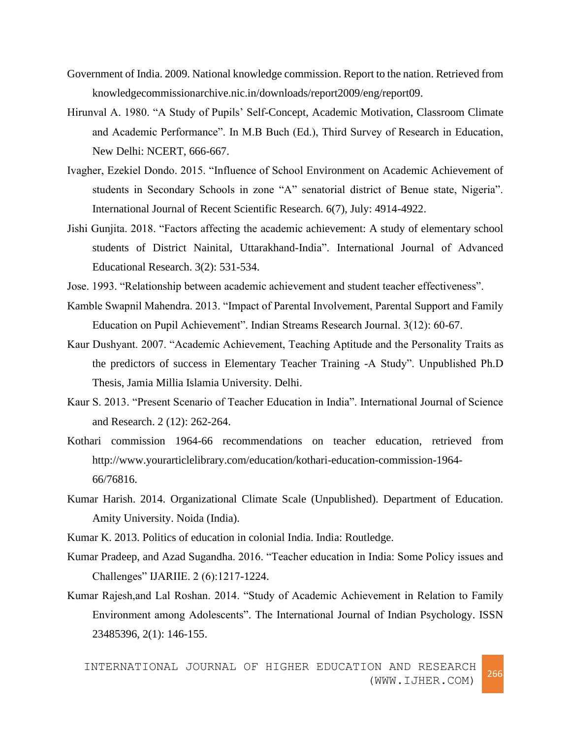Government of India. 2009. National knowledge commission. Report to the nation. Retrieved from knowledgecommissionarchive.nic.in/downloads/report2009/eng/report09.

Hirunval A. 1980. "A Study of Pupils' Self-Concept, Academic Motivation, Classroom Climate and Academic Performance". In M.B Buch (Ed.), Third Survey of Research in Education, New Delhi: NCERT, 666-667.

Ivagher, Ezekiel Dondo. 2015. "Influence of School Environment on Academic Achievement of students in Secondary Schools in zone "A" senatorial district of Benue state, Nigeria". International Journal of Recent Scientific Research. 6(7), July: 4914-4922.

Jishi Gunjita. 2018. "Factors affecting the academic achievement: A study of elementary school students of District Nainital, Uttarakhand-India". International Journal of Advanced Educational Research. 3(2): 531-534.

Jose. 1993. "Relationship between academic achievement and student teacher effectiveness".

Kamble Swapnil Mahendra. 2013. "Impact of Parental Involvement, Parental Support and Family Education on Pupil Achievement". Indian Streams Research Journal. 3(12): 60-67.

Kaur Dushyant. 2007. "Academic Achievement, Teaching Aptitude and the Personality Traits as the predictors of success in Elementary Teacher Training -A Study". Unpublished Ph.D Thesis, Jamia Millia Islamia University. Delhi.

Kaur S. 2013. "Present Scenario of Teacher Education in India". International Journal of Science and Research. 2 (12): 262-264.

Kothari commission 1964-66 recommendations on teacher education, retrieved from http://www.yourarticlelibrary.com/education/kothari-education-commission-1964-66/76816.

Kumar Harish. 2014. Organizational Climate Scale (Unpublished). Department of Education. Amity University. Noida (India).

Kumar K. 2013. Politics of education in colonial India. India: Routledge.

Kumar Pradeep, and Azad Sugandha. 2016. "Teacher education in India: Some Policy issues and Challenges" IJARIIE. 2 (6):1217-1224.

Kumar Rajesh,and Lal Roshan. 2014. "Study of Academic Achievement in Relation to Family Environment among Adolescents". The International Journal of Indian Psychology. ISSN 23485396, 2(1): 146-155.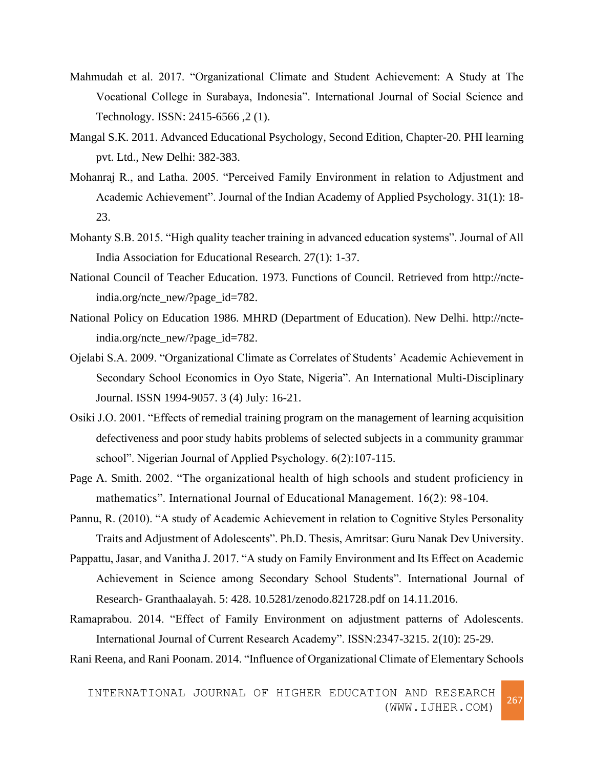Mahmudah et al. 2017. "Organizational Climate and Student Achievement: A Study at The Vocational College in Surabaya, Indonesia". International Journal of Social Science and Technology. ISSN: 2415-6566 ,2 (1).

Mangal S.K. 2011. Advanced Educational Psychology, Second Edition, Chapter-20. PHI learning pvt. Ltd., New Delhi: 382-383.

Mohanraj R., and Latha. 2005. "Perceived Family Environment in relation to Adjustment and Academic Achievement". Journal of the Indian Academy of Applied Psychology. 31(1): 18-23.

Mohanty S.B. 2015. "High quality teacher training in advanced education systems". Journal of All India Association for Educational Research. 27(1): 1-37.

National Council of Teacher Education. 1973. Functions of Council. Retrieved from http://ncte-india.org/ncte_new/?page_id=782.

National Policy on Education 1986. MHRD (Department of Education). New Delhi. http://ncte-india.org/ncte_new/?page_id=782.

Ojelabi S.A. 2009. "Organizational Climate as Correlates of Students' Academic Achievement in Secondary School Economics in Oyo State, Nigeria". An International Multi-Disciplinary Journal. ISSN 1994-9057. 3 (4) July: 16-21.

Osiki J.O. 2001. "Effects of remedial training program on the management of learning acquisition defectiveness and poor study habits problems of selected subjects in a community grammar school". Nigerian Journal of Applied Psychology. 6(2):107-115.

Page A. Smith. 2002. "The organizational health of high schools and student proficiency in mathematics". International Journal of Educational Management. 16(2): 98-104.

Pannu, R. (2010). "A study of Academic Achievement in relation to Cognitive Styles Personality Traits and Adjustment of Adolescents". Ph.D. Thesis, Amritsar: Guru Nanak Dev University.

Pappattu, Jasar, and Vanitha J. 2017. "A study on Family Environment and Its Effect on Academic Achievement in Science among Secondary School Students". International Journal of Research- Granthaalayah. 5: 428. 10.5281/zenodo.821728.pdf on 14.11.2016.

Ramaprabou. 2014. "Effect of Family Environment on adjustment patterns of Adolescents. International Journal of Current Research Academy". ISSN:2347-3215. 2(10): 25-29.

Rani Reena, and Rani Poonam. 2014. "Influence of Organizational Climate of Elementary Schools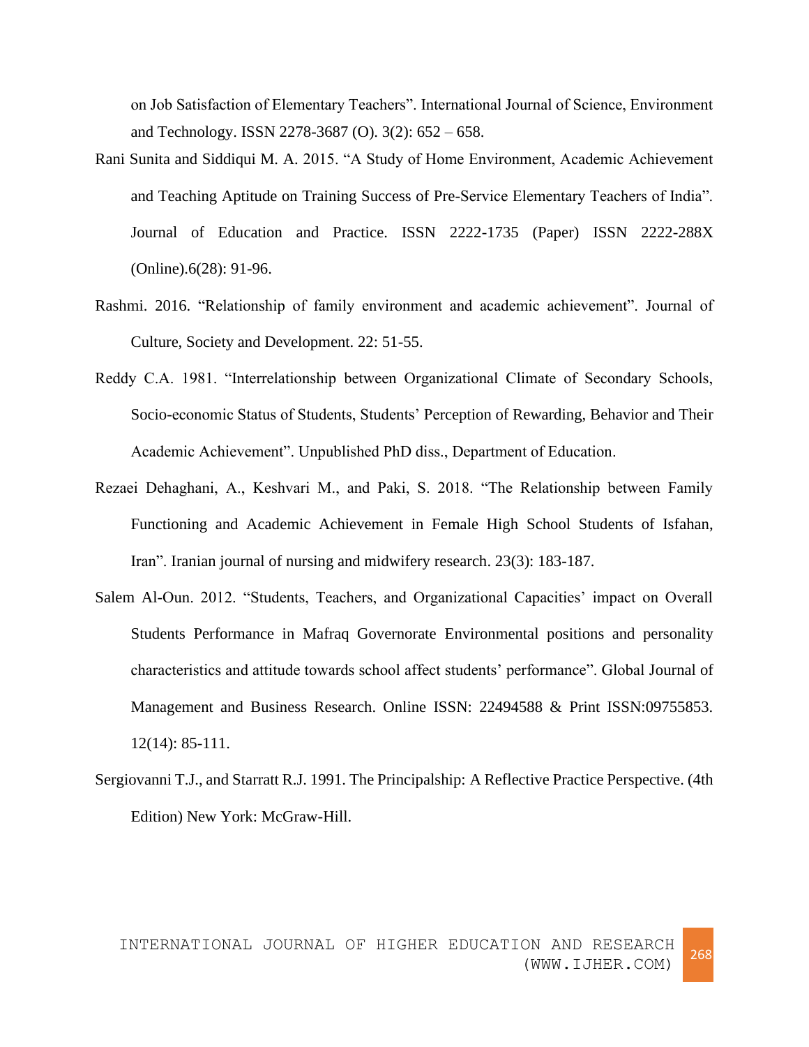on Job Satisfaction of Elementary Teachers". International Journal of Science, Environment and Technology. ISSN 2278-3687 (O). 3(2): 652 – 658.

Rani Sunita and Siddiqui M. A. 2015. "A Study of Home Environment, Academic Achievement and Teaching Aptitude on Training Success of Pre-Service Elementary Teachers of India". Journal of Education and Practice. ISSN 2222-1735 (Paper) ISSN 2222-288X (Online).6(28): 91-96.

Rashmi. 2016. "Relationship of family environment and academic achievement". Journal of Culture, Society and Development. 22: 51-55.

Reddy C.A. 1981. "Interrelationship between Organizational Climate of Secondary Schools, Socio-economic Status of Students, Students' Perception of Rewarding, Behavior and Their Academic Achievement". Unpublished PhD diss., Department of Education.

Rezaei Dehaghani, A., Keshvari M., and Paki, S. 2018. "The Relationship between Family Functioning and Academic Achievement in Female High School Students of Isfahan, Iran". Iranian journal of nursing and midwifery research. 23(3): 183-187.

Salem Al-Oun. 2012. "Students, Teachers, and Organizational Capacities' impact on Overall Students Performance in Mafraq Governorate Environmental positions and personality characteristics and attitude towards school affect students' performance". Global Journal of Management and Business Research. Online ISSN: 22494588 & Print ISSN:09755853. 12(14): 85-111.

Sergiovanni T.J., and Starratt R.J. 1991. The Principalship: A Reflective Practice Perspective. (4th Edition) New York: McGraw-Hill.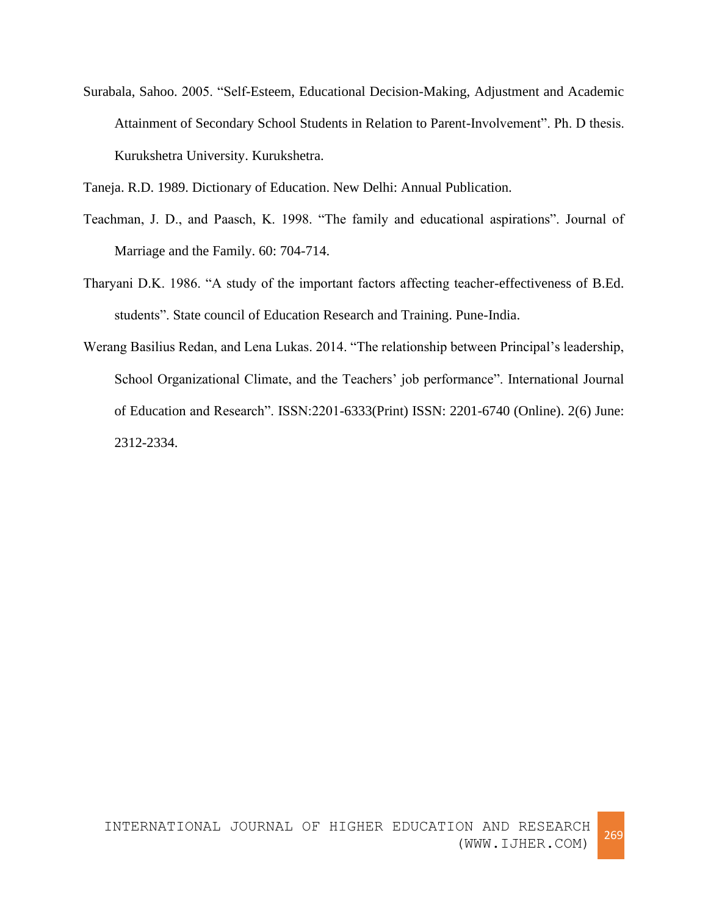Surabala, Sahoo. 2005. “Self-Esteem, Educational Decision-Making, Adjustment and Academic Attainment of Secondary School Students in Relation to Parent-Involvement”. Ph. D thesis. Kurukshetra University. Kurukshetra.

Taneja. R.D. 1989. Dictionary of Education. New Delhi: Annual Publication.

Teachman, J. D., and Paasch, K. 1998. “The family and educational aspirations”. Journal of Marriage and the Family. 60: 704-714.

Tharyani D.K. 1986. “A study of the important factors affecting teacher-effectiveness of B.Ed. students”. State council of Education Research and Training. Pune-India.

Werang Basilius Redan, and Lena Lukas. 2014. “The relationship between Principal’s leadership, School Organizational Climate, and the Teachers’ job performance”. International Journal of Education and Research”. ISSN:2201-6333(Print) ISSN: 2201-6740 (Online). 2(6) June: 2312-2334.